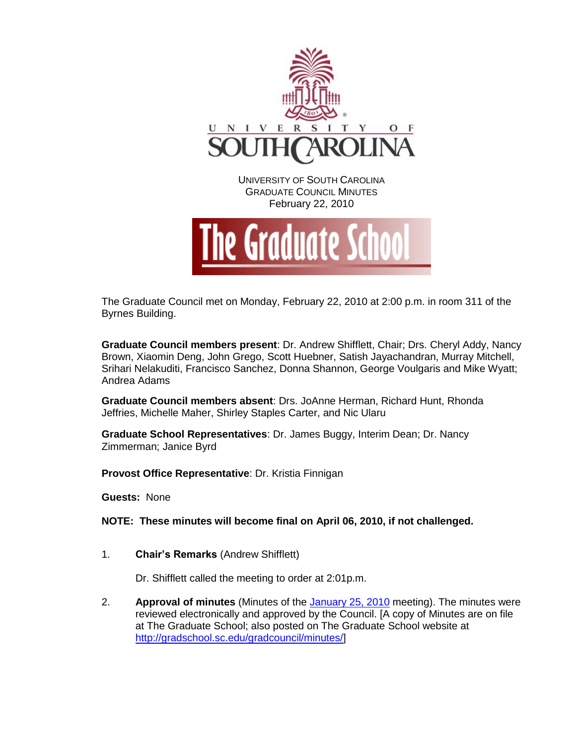UNIVERSITY OF SOUTH CAROLINA
GRADUATE COUNCIL MINUTES
February 22, 2010

The Graduate School

The Graduate Council met on Monday, February 22, 2010 at 2:00 p.m. in room 311 of the Byrnes Building.

**Graduate Council members present**: Dr. Andrew Shifflett, Chair; Drs. Cheryl Addy, Nancy Brown, Xiaomin Deng, John Grego, Scott Huebner, Satish Jayachandran, Murray Mitchell, Srihari Nelakuditi, Francisco Sanchez, Donna Shannon, George Voulgaris and Mike Wyatt; Andrea Adams

**Graduate Council members absent**: Drs. JoAnne Herman, Richard Hunt, Rhonda Jeffries, Michelle Maher, Shirley Staples Carter, and Nic Ularu

**Graduate School Representatives**: Dr. James Buggy, Interim Dean; Dr. Nancy Zimmerman; Janice Byrd

**Provost Office Representative**: Dr. Kristia Finnigan

**Guests:** None

**NOTE: These minutes will become final on April 06, 2010, if not challenged.**

1. **Chair's Remarks** (Andrew Shifflett)

   Dr. Shifflett called the meeting to order at 2:01p.m.

2. **Approval of minutes** (Minutes of the January 25, 2010 meeting). The minutes were reviewed electronically and approved by the Council. [A copy of Minutes are on file at The Graduate School; also posted on The Graduate School website at http://gradschool.sc.edu/gradcouncil/minutes/]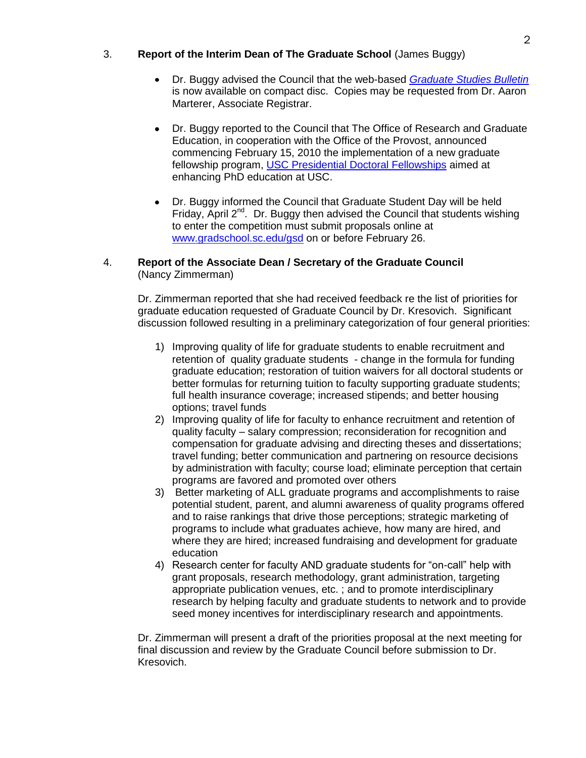3. **Report of the Interim Dean of The Graduate School** (James Buggy)

- Dr. Buggy advised the Council that the web-based *Graduate Studies Bulletin* is now available on compact disc. Copies may be requested from Dr. Aaron Marterer, Associate Registrar.
- Dr. Buggy reported to the Council that The Office of Research and Graduate Education, in cooperation with the Office of the Provost, announced commencing February 15, 2010 the implementation of a new graduate fellowship program, USC Presidential Doctoral Fellowships aimed at enhancing PhD education at USC.
- Dr. Buggy informed the Council that Graduate Student Day will be held Friday, April 2nd. Dr. Buggy then advised the Council that students wishing to enter the competition must submit proposals online at www.gradschool.sc.edu/gsd on or before February 26.

4. **Report of the Associate Dean / Secretary of the Graduate Council** (Nancy Zimmerman)

Dr. Zimmerman reported that she had received feedback re the list of priorities for graduate education requested of Graduate Council by Dr. Kresovich. Significant discussion followed resulting in a preliminary categorization of four general priorities:

1) Improving quality of life for graduate students to enable recruitment and retention of quality graduate students - change in the formula for funding graduate education; restoration of tuition waivers for all doctoral students or better formulas for returning tuition to faculty supporting graduate students; full health insurance coverage; increased stipends; and better housing options; travel funds
2) Improving quality of life for faculty to enhance recruitment and retention of quality faculty – salary compression; reconsideration for recognition and compensation for graduate advising and directing theses and dissertations; travel funding; better communication and partnering on resource decisions by administration with faculty; course load; eliminate perception that certain programs are favored and promoted over others
3) Better marketing of ALL graduate programs and accomplishments to raise potential student, parent, and alumni awareness of quality programs offered and to raise rankings that drive those perceptions; strategic marketing of programs to include what graduates achieve, how many are hired, and where they are hired; increased fundraising and development for graduate education
4) Research center for faculty AND graduate students for "on-call" help with grant proposals, research methodology, grant administration, targeting appropriate publication venues, etc. ; and to promote interdisciplinary research by helping faculty and graduate students to network and to provide seed money incentives for interdisciplinary research and appointments.

Dr. Zimmerman will present a draft of the priorities proposal at the next meeting for final discussion and review by the Graduate Council before submission to Dr. Kresovich.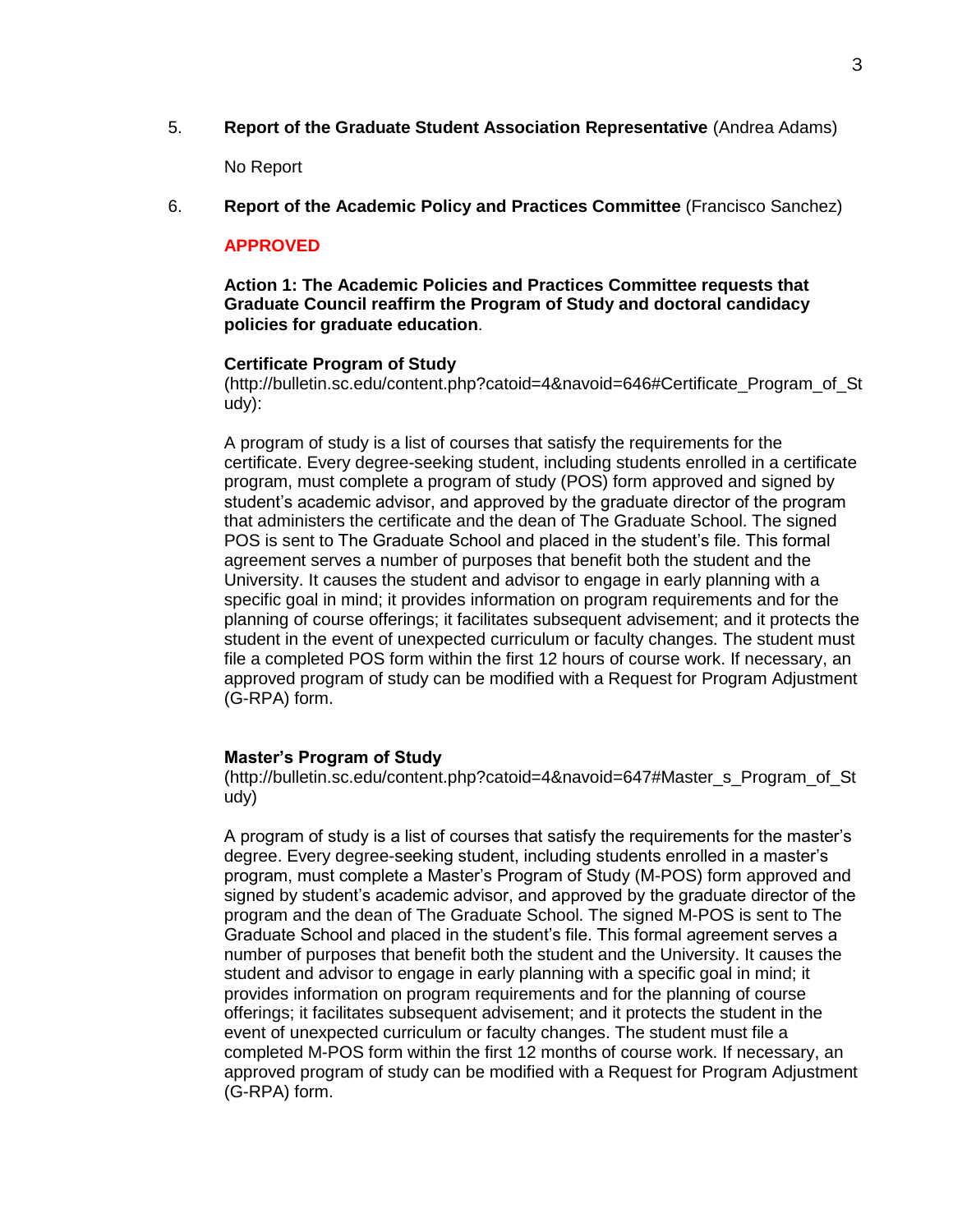5. **Report of the Graduate Student Association Representative** (Andrea Adams)

   No Report

6. **Report of the Academic Policy and Practices Committee** (Francisco Sanchez)

   **APPROVED**

   **Action 1: The Academic Policies and Practices Committee requests that Graduate Council reaffirm the Program of Study and doctoral candidacy policies for graduate education**.

   **Certificate Program of Study**
   (http://bulletin.sc.edu/content.php?catoid=4&navoid=646#Certificate_Program_of_Study):

   A program of study is a list of courses that satisfy the requirements for the certificate. Every degree-seeking student, including students enrolled in a certificate program, must complete a program of study (POS) form approved and signed by student's academic advisor, and approved by the graduate director of the program that administers the certificate and the dean of The Graduate School. The signed POS is sent to The Graduate School and placed in the student's file. This formal agreement serves a number of purposes that benefit both the student and the University. It causes the student and advisor to engage in early planning with a specific goal in mind; it provides information on program requirements and for the planning of course offerings; it facilitates subsequent advisement; and it protects the student in the event of unexpected curriculum or faculty changes. The student must file a completed POS form within the first 12 hours of course work. If necessary, an approved program of study can be modified with a Request for Program Adjustment (G-RPA) form.

   **Master's Program of Study**
   (http://bulletin.sc.edu/content.php?catoid=4&navoid=647#Master_s_Program_of_Study)

   A program of study is a list of courses that satisfy the requirements for the master's degree. Every degree-seeking student, including students enrolled in a master's program, must complete a Master's Program of Study (M-POS) form approved and signed by student's academic advisor, and approved by the graduate director of the program and the dean of The Graduate School. The signed M-POS is sent to The Graduate School and placed in the student's file. This formal agreement serves a number of purposes that benefit both the student and the University. It causes the student and advisor to engage in early planning with a specific goal in mind; it provides information on program requirements and for the planning of course offerings; it facilitates subsequent advisement; and it protects the student in the event of unexpected curriculum or faculty changes. The student must file a completed M-POS form within the first 12 months of course work. If necessary, an approved program of study can be modified with a Request for Program Adjustment (G-RPA) form.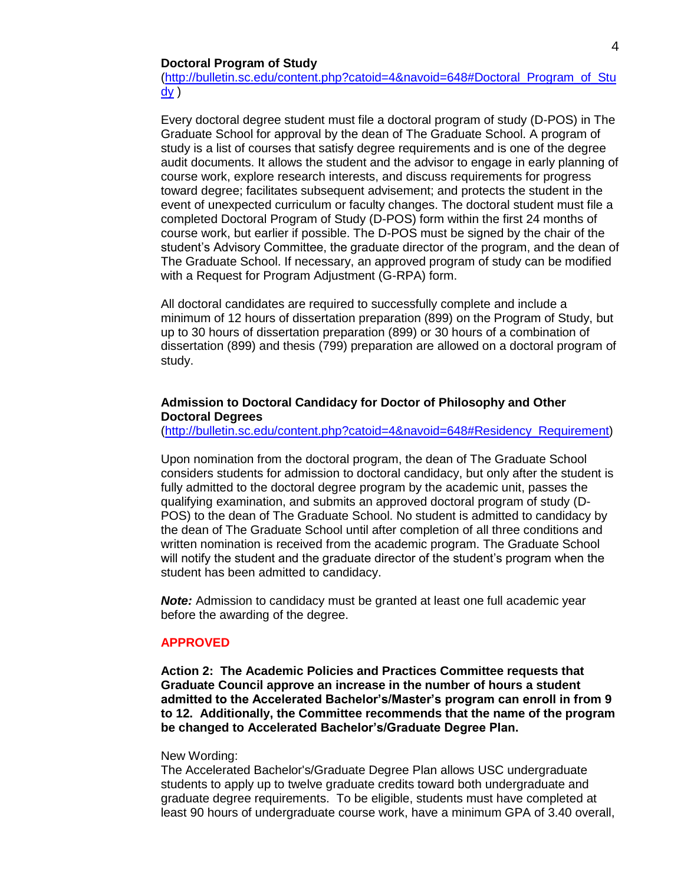**Doctoral Program of Study**
(http://bulletin.sc.edu/content.php?catoid=4&navoid=648#Doctoral_Program_of_Study )

Every doctoral degree student must file a doctoral program of study (D-POS) in The Graduate School for approval by the dean of The Graduate School. A program of study is a list of courses that satisfy degree requirements and is one of the degree audit documents. It allows the student and the advisor to engage in early planning of course work, explore research interests, and discuss requirements for progress toward degree; facilitates subsequent advisement; and protects the student in the event of unexpected curriculum or faculty changes. The doctoral student must file a completed Doctoral Program of Study (D-POS) form within the first 24 months of course work, but earlier if possible. The D-POS must be signed by the chair of the student's Advisory Committee, the graduate director of the program, and the dean of The Graduate School. If necessary, an approved program of study can be modified with a Request for Program Adjustment (G-RPA) form.

All doctoral candidates are required to successfully complete and include a minimum of 12 hours of dissertation preparation (899) on the Program of Study, but up to 30 hours of dissertation preparation (899) or 30 hours of a combination of dissertation (899) and thesis (799) preparation are allowed on a doctoral program of study.

**Admission to Doctoral Candidacy for Doctor of Philosophy and Other Doctoral Degrees**
(http://bulletin.sc.edu/content.php?catoid=4&navoid=648#Residency_Requirement)

Upon nomination from the doctoral program, the dean of The Graduate School considers students for admission to doctoral candidacy, but only after the student is fully admitted to the doctoral degree program by the academic unit, passes the qualifying examination, and submits an approved doctoral program of study (D-POS) to the dean of The Graduate School. No student is admitted to candidacy by the dean of The Graduate School until after completion of all three conditions and written nomination is received from the academic program. The Graduate School will notify the student and the graduate director of the student's program when the student has been admitted to candidacy.

***Note:*** Admission to candidacy must be granted at least one full academic year before the awarding of the degree.

**APPROVED**

**Action 2: The Academic Policies and Practices Committee requests that Graduate Council approve an increase in the number of hours a student admitted to the Accelerated Bachelor's/Master's program can enroll in from 9 to 12. Additionally, the Committee recommends that the name of the program be changed to Accelerated Bachelor's/Graduate Degree Plan.**

New Wording:
The Accelerated Bachelor's/Graduate Degree Plan allows USC undergraduate students to apply up to twelve graduate credits toward both undergraduate and graduate degree requirements. To be eligible, students must have completed at least 90 hours of undergraduate course work, have a minimum GPA of 3.40 overall,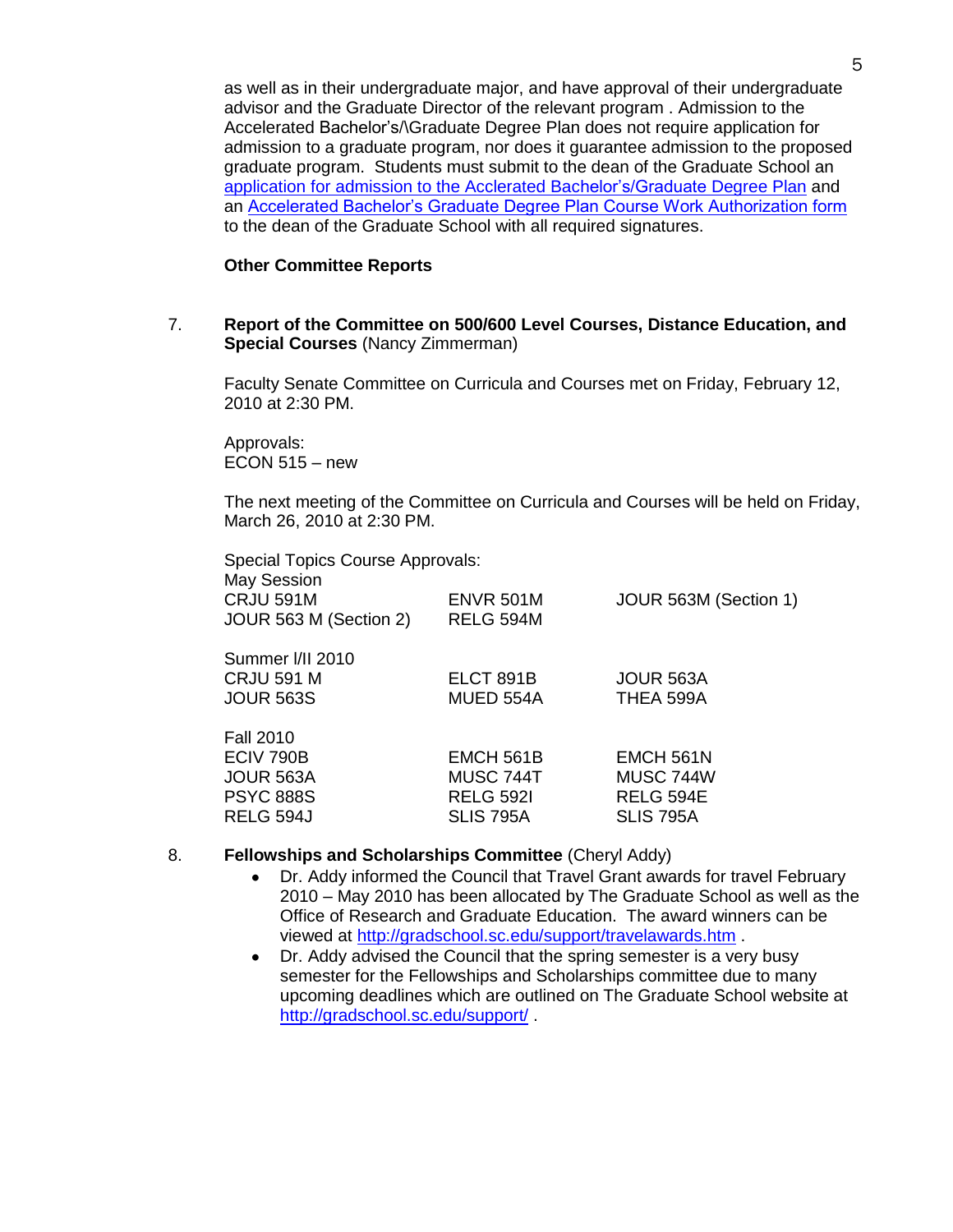as well as in their undergraduate major, and have approval of their undergraduate advisor and the Graduate Director of the relevant program . Admission to the Accelerated Bachelor's/\Graduate Degree Plan does not require application for admission to a graduate program, nor does it guarantee admission to the proposed graduate program. Students must submit to the dean of the Graduate School an [application for admission to the Acclerated Bachelor's/Graduate Degree Plan]() and an [Accelerated Bachelor's Graduate Degree Plan Course Work Authorization form]() to the dean of the Graduate School with all required signatures.

**Other Committee Reports**

7. **Report of the Committee on 500/600 Level Courses, Distance Education, and Special Courses** (Nancy Zimmerman)

   Faculty Senate Committee on Curricula and Courses met on Friday, February 12, 2010 at 2:30 PM.

   Approvals:
   ECON 515 – new

   The next meeting of the Committee on Curricula and Courses will be held on Friday, March 26, 2010 at 2:30 PM.

   Special Topics Course Approvals:

   May Session

   | | | |
   |---|---|---|
   | CRJU 591M | ENVR 501M | JOUR 563M (Section 1) |
   | JOUR 563 M (Section 2) | RELG 594M | |

   Summer I/II 2010

   | | | |
   |---|---|---|
   | CRJU 591 M | ELCT 891B | JOUR 563A |
   | JOUR 563S | MUED 554A | THEA 599A |

   Fall 2010

   | | | |
   |---|---|---|
   | ECIV 790B | EMCH 561B | EMCH 561N |
   | JOUR 563A | MUSC 744T | MUSC 744W |
   | PSYC 888S | RELG 592I | RELG 594E |
   | RELG 594J | SLIS 795A | SLIS 795A |

8. **Fellowships and Scholarships Committee** (Cheryl Addy)
   - Dr. Addy informed the Council that Travel Grant awards for travel February 2010 – May 2010 has been allocated by The Graduate School as well as the Office of Research and Graduate Education. The award winners can be viewed at http://gradschool.sc.edu/support/travelawards.htm .
   - Dr. Addy advised the Council that the spring semester is a very busy semester for the Fellowships and Scholarships committee due to many upcoming deadlines which are outlined on The Graduate School website at http://gradschool.sc.edu/support/ .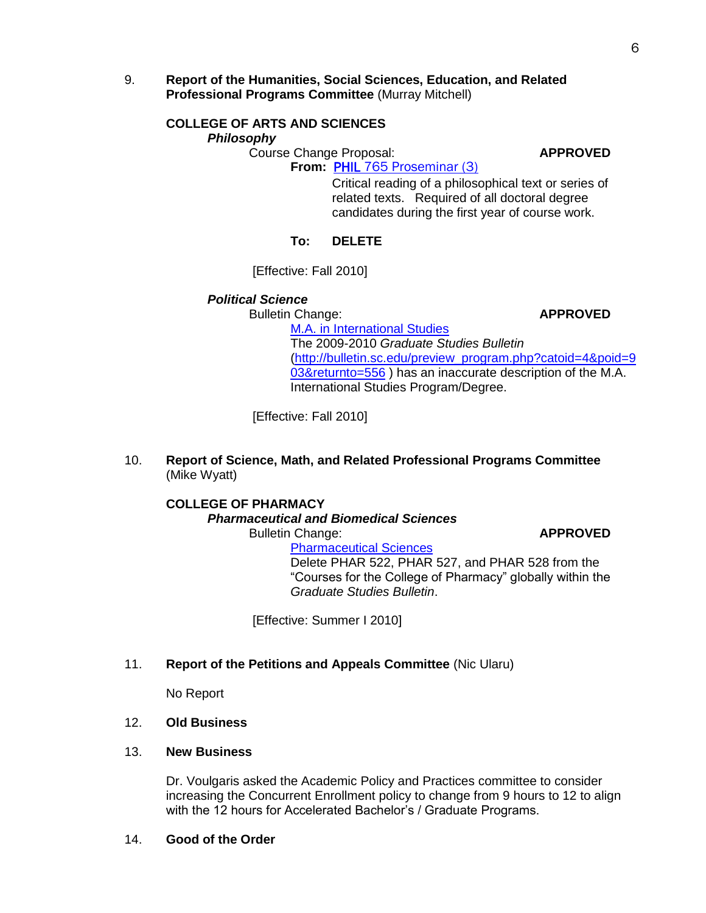9. **Report of the Humanities, Social Sciences, Education, and Related Professional Programs Committee** (Murray Mitchell)

**COLLEGE OF ARTS AND SCIENCES**

***Philosophy***

Course Change Proposal: **APPROVED**

**From:** PHIL 765 Proseminar (3)

Critical reading of a philosophical text or series of related texts. Required of all doctoral degree candidates during the first year of course work.

**To:** **DELETE**

[Effective: Fall 2010]

***Political Science***

Bulletin Change: **APPROVED**

M.A. in International Studies

The 2009-2010 *Graduate Studies Bulletin* (http://bulletin.sc.edu/preview_program.php?catoid=4&poid=903&returnto=556 ) has an inaccurate description of the M.A. International Studies Program/Degree.

[Effective: Fall 2010]

10. **Report of Science, Math, and Related Professional Programs Committee** (Mike Wyatt)

**COLLEGE OF PHARMACY**

***Pharmaceutical and Biomedical Sciences***

Bulletin Change: **APPROVED**

Pharmaceutical Sciences

Delete PHAR 522, PHAR 527, and PHAR 528 from the "Courses for the College of Pharmacy" globally within the *Graduate Studies Bulletin*.

[Effective: Summer I 2010]

11. **Report of the Petitions and Appeals Committee** (Nic Ularu)

No Report

12. **Old Business**

13. **New Business**

Dr. Voulgaris asked the Academic Policy and Practices committee to consider increasing the Concurrent Enrollment policy to change from 9 hours to 12 to align with the 12 hours for Accelerated Bachelor's / Graduate Programs.

14. **Good of the Order**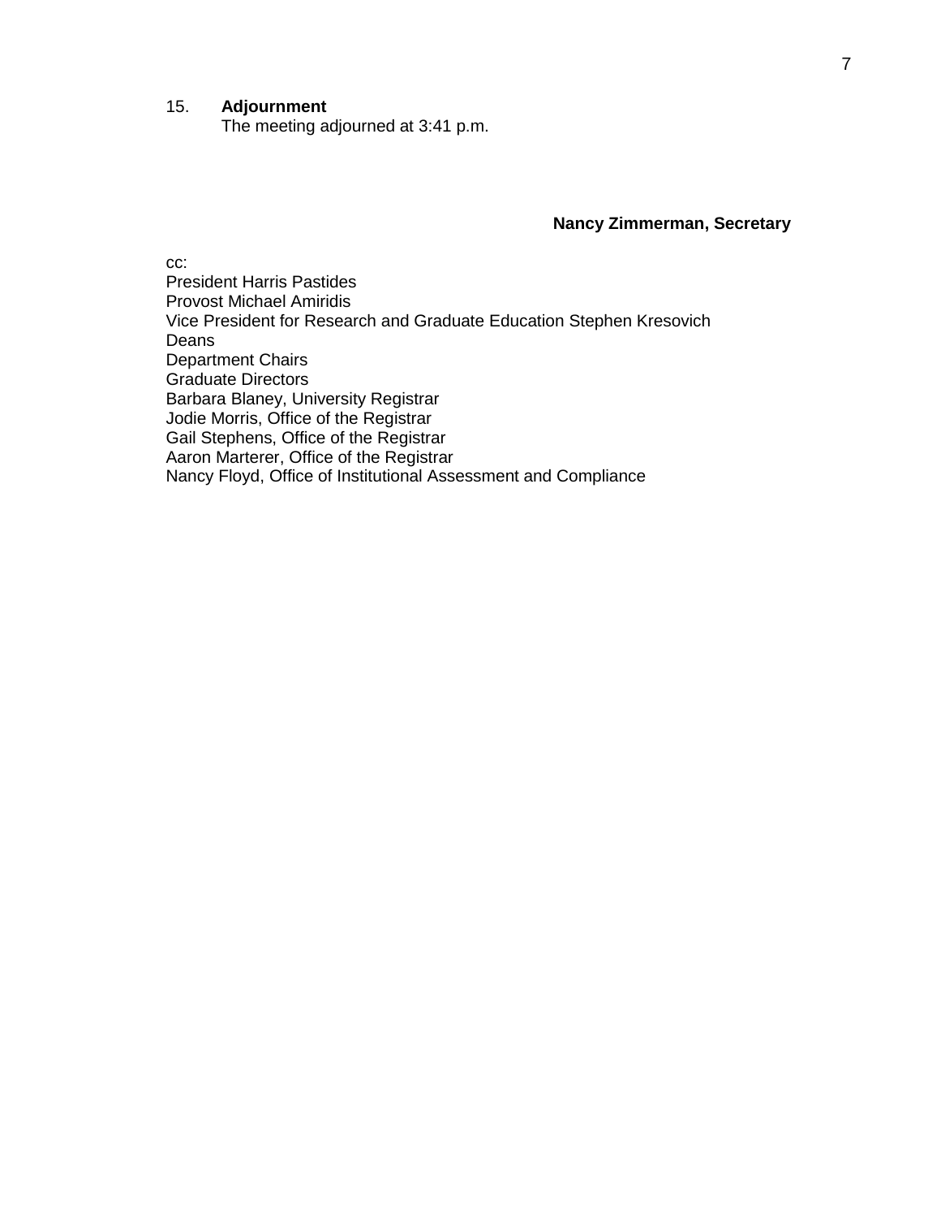15. **Adjournment**
The meeting adjourned at 3:41 p.m.

**Nancy Zimmerman, Secretary**

cc:
President Harris Pastides
Provost Michael Amiridis
Vice President for Research and Graduate Education Stephen Kresovich
Deans
Department Chairs
Graduate Directors
Barbara Blaney, University Registrar
Jodie Morris, Office of the Registrar
Gail Stephens, Office of the Registrar
Aaron Marterer, Office of the Registrar
Nancy Floyd, Office of Institutional Assessment and Compliance